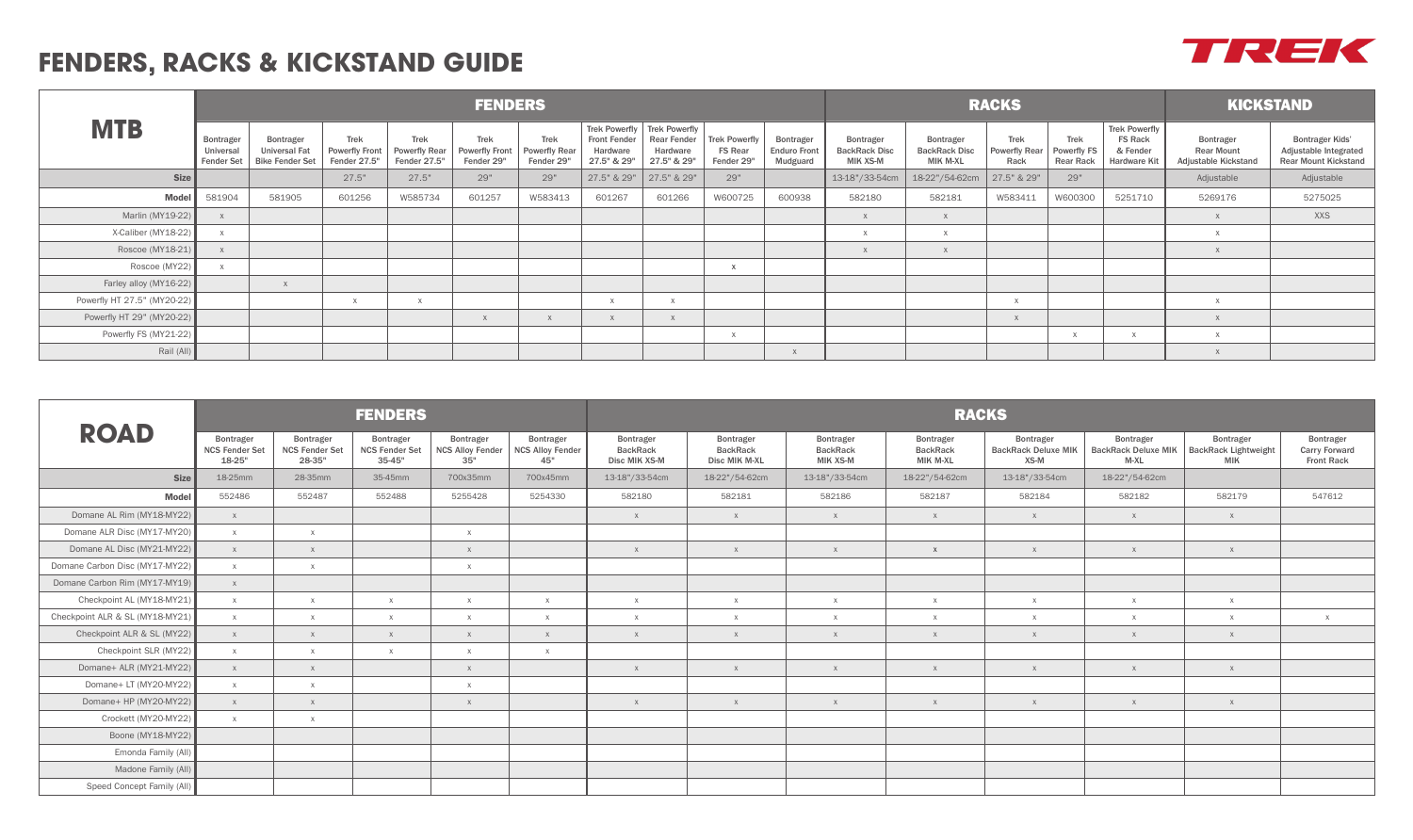# FENDERS, RACKS & KICKSTAND GUIDE

| MTB | FENDERS | | | | | | | | | | RACKS | | | | | KICKSTAND | |
|---|---|---|---|---|---|---|---|---|---|---|---|---|---|---|---|---|---|
| | Bontrager Universal Fender Set | Bontrager Universal Fat Bike Fender Set | Trek Powerfly Front Fender 27.5" | Trek Powerfly Rear Fender 27.5" | Trek Powerfly Front Fender 29" | Trek Powerfly Rear Fender 29" | Trek Powerfly Front Fender Hardware 27.5" & 29" | Trek Powerfly Rear Fender Hardware 27.5" & 29" | Trek Powerfly FS Rear Fender 29" | Bontrager Enduro Front Mudguard | Bontrager BackRack Disc MIK XS-M | Bontrager BackRack Disc MIK M-XL | Trek Powerfly Rear Rack | Trek Powerfly FS Rear Rack | Trek Powerfly FS Rack & Fender Hardware Kit | Bontrager Rear Mount Adjustable Kickstand | Bontrager Kids' Adjustable Integrated Rear Mount Kickstand |
| **Size** | | | 27.5" | 27.5" | 29" | 29" | 27.5" & 29" | 27.5" & 29" | 29" | | 13-18"/33-54cm | 18-22"/54-62cm | 27.5" & 29" | 29" | | Adjustable | Adjustable |
| **Model** | 581904 | 581905 | 601256 | W585734 | 601257 | W583413 | 601267 | 601266 | W600725 | 600938 | 582180 | 582181 | W583411 | W600300 | 5251710 | 5269176 | 5275025 |
| Marlin (MY19-22) | x | | | | | | | | | | x | x | | | | x | XXS |
| X-Caliber (MY18-22) | x | | | | | | | | | | x | x | | | | x | |
| Roscoe (MY18-21) | x | | | | | | | | | | x | x | | | | x | |
| Roscoe (MY22) | x | | | | | | | | x | | | | | | | | |
| Farley alloy (MY16-22) | | x | | | | | | | | | | | | | | | |
| Powerfly HT 27.5" (MY20-22) | | | x | x | | | x | x | | | | | x | | | x | |
| Powerfly HT 29" (MY20-22) | | | | | x | x | x | x | | | | | x | | | x | |
| Powerfly FS (MY21-22) | | | | | | | | | x | | | | | x | x | x | |
| Rail (All) | | | | | | | | | | x | | | | | | x | |

| ROAD | FENDERS | | | | | RACKS | | | | | | | |
|---|---|---|---|---|---|---|---|---|---|---|---|---|---|
| | Bontrager NCS Fender Set 18-25" | Bontrager NCS Fender Set 28-35" | Bontrager NCS Fender Set 35-45" | Bontrager NCS Alloy Fender 35" | Bontrager NCS Alloy Fender 45" | Bontrager BackRack Disc MIK XS-M | Bontrager BackRack Disc MIK M-XL | Bontrager BackRack MIK XS-M | Bontrager BackRack MIK M-XL | Bontrager BackRack Deluxe MIK XS-M | Bontrager BackRack Deluxe MIK M-XL | Bontrager BackRack Lightweight MIK | Bontrager Carry Forward Front Rack |
| **Size** | 18-25mm | 28-35mm | 35-45mm | 700x35mm | 700x45mm | 13-18"/33-54cm | 18-22"/54-62cm | 13-18"/33-54cm | 18-22"/54-62cm | 13-18"/33-54cm | 18-22"/54-62cm | | |
| **Model** | 552486 | 552487 | 552488 | 5255428 | 5254330 | 582180 | 582181 | 582186 | 582187 | 582184 | 582182 | 582179 | 547612 |
| Domane AL Rim (MY18-MY22) | x | | | | | x | x | x | x | x | x | x | |
| Domane ALR Disc (MY17-MY20) | x | x | | x | | | | | | | | | |
| Domane AL Disc (MY21-MY22) | x | x | | x | | x | x | x | x | x | x | x | |
| Domane Carbon Disc (MY17-MY22) | x | x | | x | | | | | | | | | |
| Domane Carbon Rim (MY17-MY19) | x | | | | | | | | | | | | |
| Checkpoint AL (MY18-MY21) | x | x | x | x | x | x | x | x | x | x | x | x | |
| Checkpoint ALR & SL (MY18-MY21) | x | x | x | x | x | x | x | x | x | x | x | x | x |
| Checkpoint ALR & SL (MY22) | x | x | x | x | x | x | x | x | x | x | x | x | |
| Checkpoint SLR (MY22) | x | x | x | x | x | | | | | | | | |
| Domane+ ALR (MY21-MY22) | x | x | | x | | x | x | x | x | x | x | x | |
| Domane+ LT (MY20-MY22) | x | x | | x | | | | | | | | | |
| Domane+ HP (MY20-MY22) | x | x | | x | | x | x | x | x | x | x | x | |
| Crockett (MY20-MY22) | x | x | | | | | | | | | | | |
| Boone (MY18-MY22) | | | | | | | | | | | | | |
| Emonda Family (All) | | | | | | | | | | | | | |
| Madone Family (All) | | | | | | | | | | | | | |
| Speed Concept Family (All) | | | | | | | | | | | | | |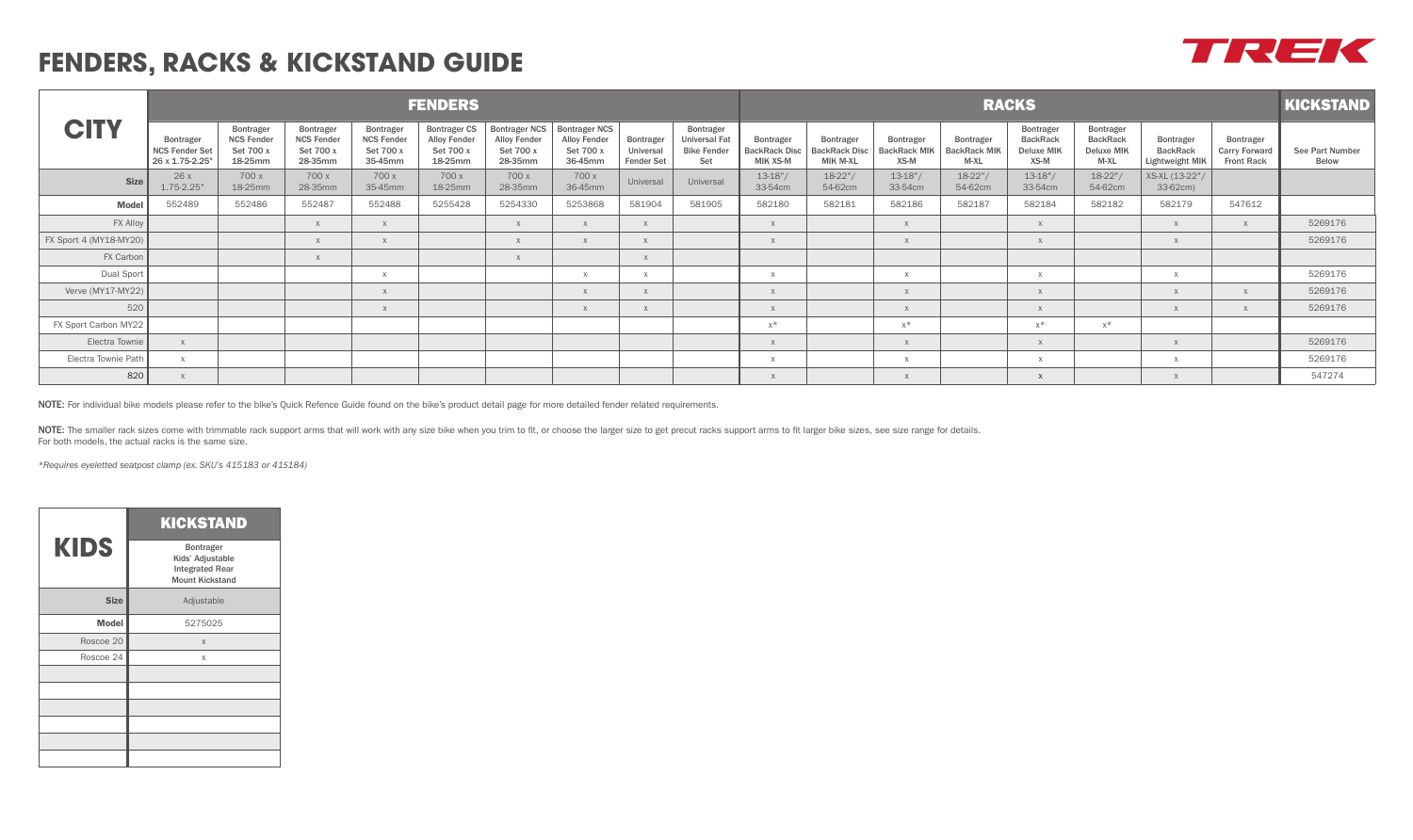# FENDERS, RACKS & KICKSTAND GUIDE

TREK

| CITY | FENDERS | | | | | | | | | RACKS | | | | | | | | KICKSTAND |
|---|---|---|---|---|---|---|---|---|---|---|---|---|---|---|---|---|---|---|
| | Bontrager NCS Fender Set 26 x 1.75-2.25" | Bontrager NCS Fender Set 700 x 18-25mm | Bontrager NCS Fender Set 700 x 28-35mm | Bontrager NCS Fender Set 700 x 35-45mm | Bontrager CS Alloy Fender Set 700 x 18-25mm | Bontrager NCS Alloy Fender Set 700 x 28-35mm | Bontrager NCS Alloy Fender Set 700 x 36-45mm | Bontrager Universal Fender Set | Bontrager Universal Fat Bike Fender Set | Bontrager BackRack Disc MIK XS-M | Bontrager BackRack Disc MIK M-XL | Bontrager BackRack MIK XS-M | Bontrager BackRack MIK M-XL | Bontrager BackRack Deluxe MIK XS-M | Bontrager BackRack Deluxe MIK M-XL | Bontrager BackRack Lightweight MIK | Bontrager Carry Forward Front Rack | See Part Number Below |
| **Size** | 26 x 1.75-2.25" | 700 x 18-25mm | 700 x 28-35mm | 700 x 35-45mm | 700 x 18-25mm | 700 x 28-35mm | 700 x 36-45mm | Universal | Universal | 13-18"/ 33-54cm | 18-22"/ 54-62cm | 13-18"/ 33-54cm | 18-22"/ 54-62cm | 13-18"/ 33-54cm | 18-22"/ 54-62cm | XS-XL (13-22"/ 33-62cm) | | |
| **Model** | 552489 | 552486 | 552487 | 552488 | 5255428 | 5254330 | 5253868 | 581904 | 581905 | 582180 | 582181 | 582186 | 582187 | 582184 | 582182 | 582179 | 547612 | |
| FX Alloy | | | x | x | | x | x | x | | x | | x | | x | | x | x | 5269176 |
| FX Sport 4 (MY18-MY20) | | | x | x | | x | x | x | | x | | x | | x | | x | | 5269176 |
| FX Carbon | | | x | | | x | | x | | | | | | | | | | |
| Dual Sport | | | | x | | | x | x | | x | | x | | x | | x | | 5269176 |
| Verve (MY17-MY22) | | | | x | | | x | x | | x | | x | | x | | x | x | 5269176 |
| 520 | | | | x | | | x | x | | x | | x | | x | | x | x | 5269176 |
| FX Sport Carbon MY22 | | | | | | | | | | x* | | x* | | x* | x* | | | |
| Electra Townie | x | | | | | | | | | x | | x | | x | | x | | 5269176 |
| Electra Townie Path | x | | | | | | | | | x | | x | | x | | x | | 5269176 |
| 820 | x | | | | | | | | | x | | x | | x | | x | | 547274 |

**NOTE:** For individual bike models please refer to the bike's Quick Refence Guide found on the bike's product detail page for more detailed fender related requirements.

**NOTE:** The smaller rack sizes come with trimmable rack support arms that will work with any size bike when you trim to fit, or choose the larger size to get precut racks support arms to fit larger bike sizes, see size range for details.
For both models, the actual racks is the same size.

*\*Requires eyeletted seatpost clamp (ex. SKU's 415183 or 415184)*

| KIDS | KICKSTAND |
|---|---|
| | Bontrager Kids' Adjustable Integrated Rear Mount Kickstand |
| **Size** | Adjustable |
| **Model** | 5275025 |
| Roscoe 20 | x |
| Roscoe 24 | x |